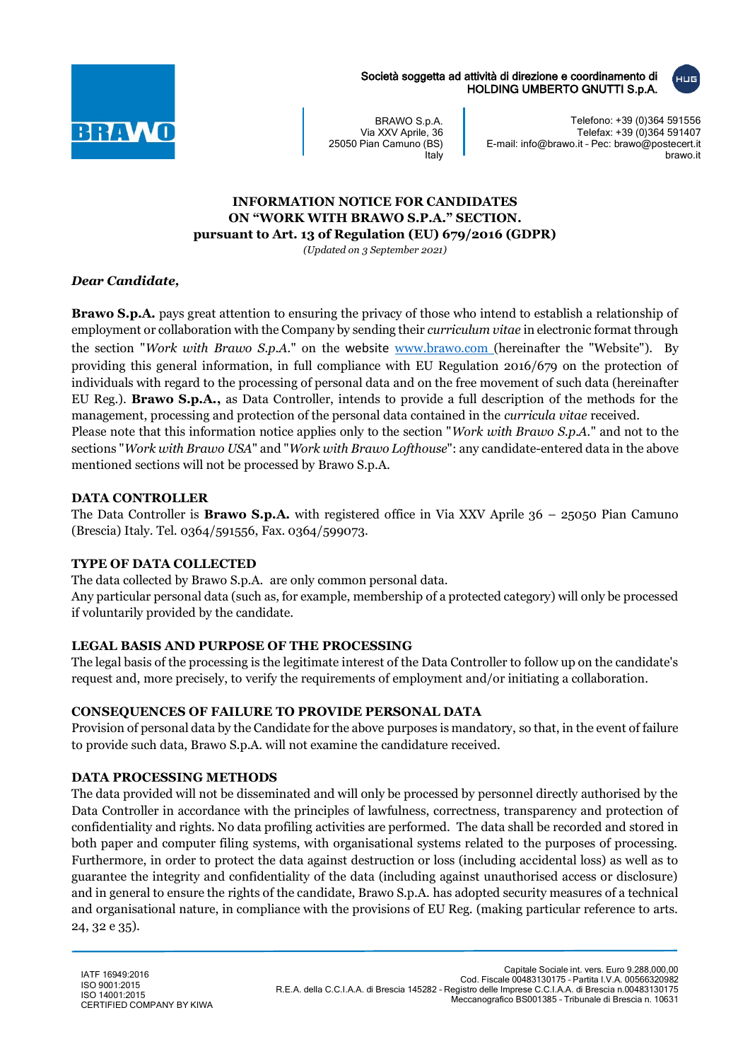Società soggetta ad attività di direzione e coordinamento di
HOLDING UMBERTO GNUTTI S.p.A.

BRAWO S.p.A.
Via XXV Aprile, 36
25050 Pian Camuno (BS)
Italy

Telefono: +39 (0)364 591556
Telefax: +39 (0)364 591407
E-mail: info@brawo.it - Pec: brawo@postecert.it
brawo.it

# INFORMATION NOTICE FOR CANDIDATES ON "WORK WITH BRAWO S.P.A." SECTION. pursuant to Art. 13 of Regulation (EU) 679/2016 (GDPR)

*(Updated on 3 September 2021)*

***Dear Candidate,***

**Brawo S.p.A.** pays great attention to ensuring the privacy of those who intend to establish a relationship of employment or collaboration with the Company by sending their *curriculum vitae* in electronic format through the section "*Work with Brawo S.p.A.*" on the website www.brawo.com (hereinafter the "Website"). By providing this general information, in full compliance with EU Regulation 2016/679 on the protection of individuals with regard to the processing of personal data and on the free movement of such data (hereinafter EU Reg.). **Brawo S.p.A.,** as Data Controller, intends to provide a full description of the methods for the management, processing and protection of the personal data contained in the *curricula vitae* received.
Please note that this information notice applies only to the section "*Work with Brawo S.p.A.*" and not to the sections "*Work with Brawo USA*" and "*Work with Brawo Lofthouse*": any candidate-entered data in the above mentioned sections will not be processed by Brawo S.p.A.

## DATA CONTROLLER

The Data Controller is **Brawo S.p.A.** with registered office in Via XXV Aprile 36 – 25050 Pian Camuno (Brescia) Italy. Tel. 0364/591556, Fax. 0364/599073.

## TYPE OF DATA COLLECTED

The data collected by Brawo S.p.A. are only common personal data.
Any particular personal data (such as, for example, membership of a protected category) will only be processed if voluntarily provided by the candidate.

## LEGAL BASIS AND PURPOSE OF THE PROCESSING

The legal basis of the processing is the legitimate interest of the Data Controller to follow up on the candidate's request and, more precisely, to verify the requirements of employment and/or initiating a collaboration.

## CONSEQUENCES OF FAILURE TO PROVIDE PERSONAL DATA

Provision of personal data by the Candidate for the above purposes is mandatory, so that, in the event of failure to provide such data, Brawo S.p.A. will not examine the candidature received.

## DATA PROCESSING METHODS

The data provided will not be disseminated and will only be processed by personnel directly authorised by the Data Controller in accordance with the principles of lawfulness, correctness, transparency and protection of confidentiality and rights. No data profiling activities are performed. The data shall be recorded and stored in both paper and computer filing systems, with organisational systems related to the purposes of processing. Furthermore, in order to protect the data against destruction or loss (including accidental loss) as well as to guarantee the integrity and confidentiality of the data (including against unauthorised access or disclosure) and in general to ensure the rights of the candidate, Brawo S.p.A. has adopted security measures of a technical and organisational nature, in compliance with the provisions of EU Reg. (making particular reference to arts. 24, 32 e 35).

IATF 16949:2016
ISO 9001:2015
ISO 14001:2015
CERTIFIED COMPANY BY KIWA

Capitale Sociale int. vers. Euro 9.288.000,00
Cod. Fiscale 00483130175 - Partita I.V.A. 00566320982
R.E.A. della C.C.I.A.A. di Brescia 145282 - Registro delle Imprese C.C.I.A.A. di Brescia n.00483130175
Meccanografico BS001385 - Tribunale di Brescia n. 10631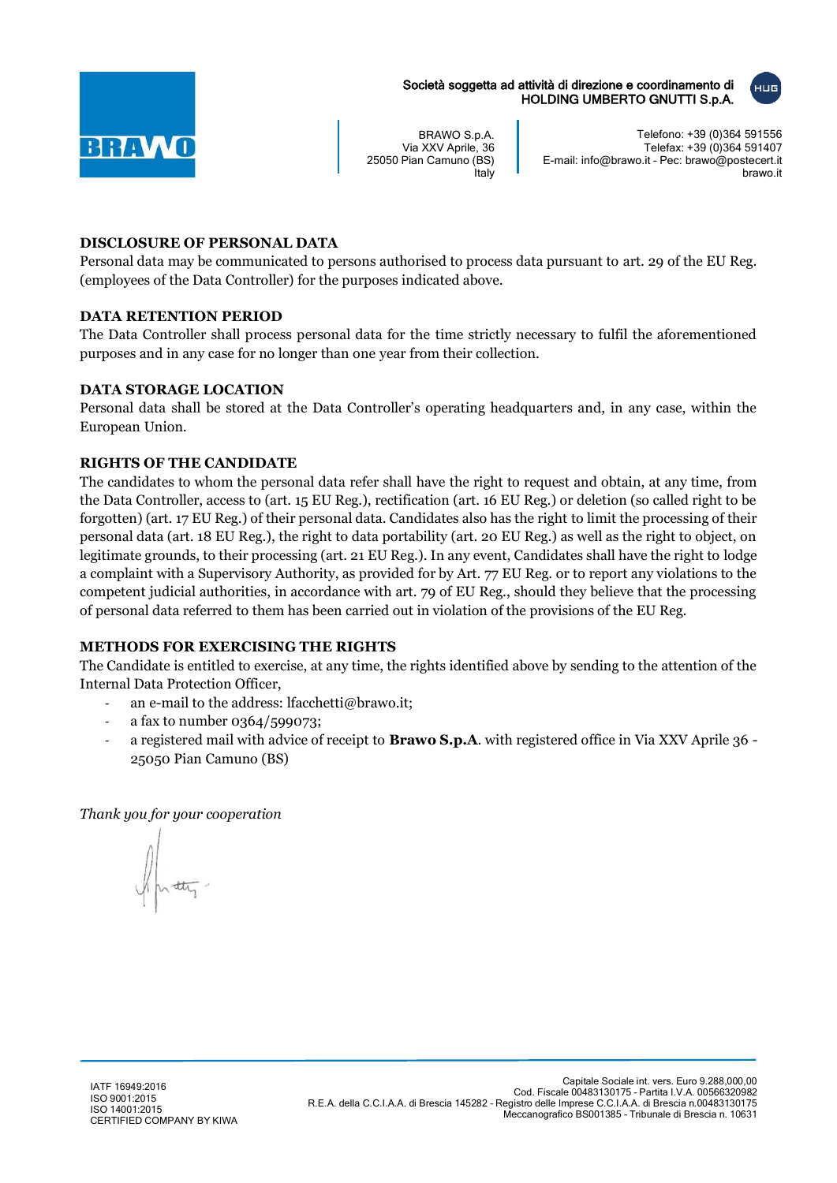## DISCLOSURE OF PERSONAL DATA

Personal data may be communicated to persons authorised to process data pursuant to art. 29 of the EU Reg. (employees of the Data Controller) for the purposes indicated above.

## DATA RETENTION PERIOD

The Data Controller shall process personal data for the time strictly necessary to fulfil the aforementioned purposes and in any case for no longer than one year from their collection.

## DATA STORAGE LOCATION

Personal data shall be stored at the Data Controller's operating headquarters and, in any case, within the European Union.

## RIGHTS OF THE CANDIDATE

The candidates to whom the personal data refer shall have the right to request and obtain, at any time, from the Data Controller, access to (art. 15 EU Reg.), rectification (art. 16 EU Reg.) or deletion (so called right to be forgotten) (art. 17 EU Reg.) of their personal data. Candidates also has the right to limit the processing of their personal data (art. 18 EU Reg.), the right to data portability (art. 20 EU Reg.) as well as the right to object, on legitimate grounds, to their processing (art. 21 EU Reg.). In any event, Candidates shall have the right to lodge a complaint with a Supervisory Authority, as provided for by Art. 77 EU Reg. or to report any violations to the competent judicial authorities, in accordance with art. 79 of EU Reg., should they believe that the processing of personal data referred to them has been carried out in violation of the provisions of the EU Reg.

## METHODS FOR EXERCISING THE RIGHTS

The Candidate is entitled to exercise, at any time, the rights identified above by sending to the attention of the Internal Data Protection Officer,

- an e-mail to the address: lfacchetti@brawo.it;
- a fax to number 0364/599073;
- a registered mail with advice of receipt to **Brawo S.p.A**. with registered office in Via XXV Aprile 36 - 25050 Pian Camuno (BS)

*Thank you for your cooperation*